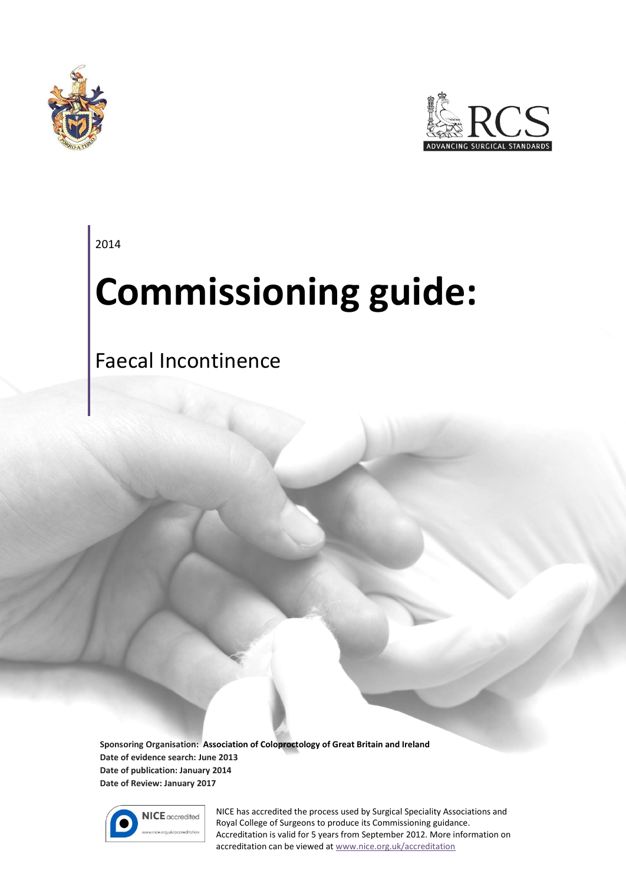2014

# Commissioning guide:

## Faecal Incontinence

**Sponsoring Organisation: Association of Coloproctology of Great Britain and Ireland**
**Date of evidence search: June 2013**
**Date of publication: January 2014**
**Date of Review: January 2017**

NICE has accredited the process used by Surgical Speciality Associations and Royal College of Surgeons to produce its Commissioning guidance. Accreditation is valid for 5 years from September 2012. More information on accreditation can be viewed at www.nice.org.uk/accreditation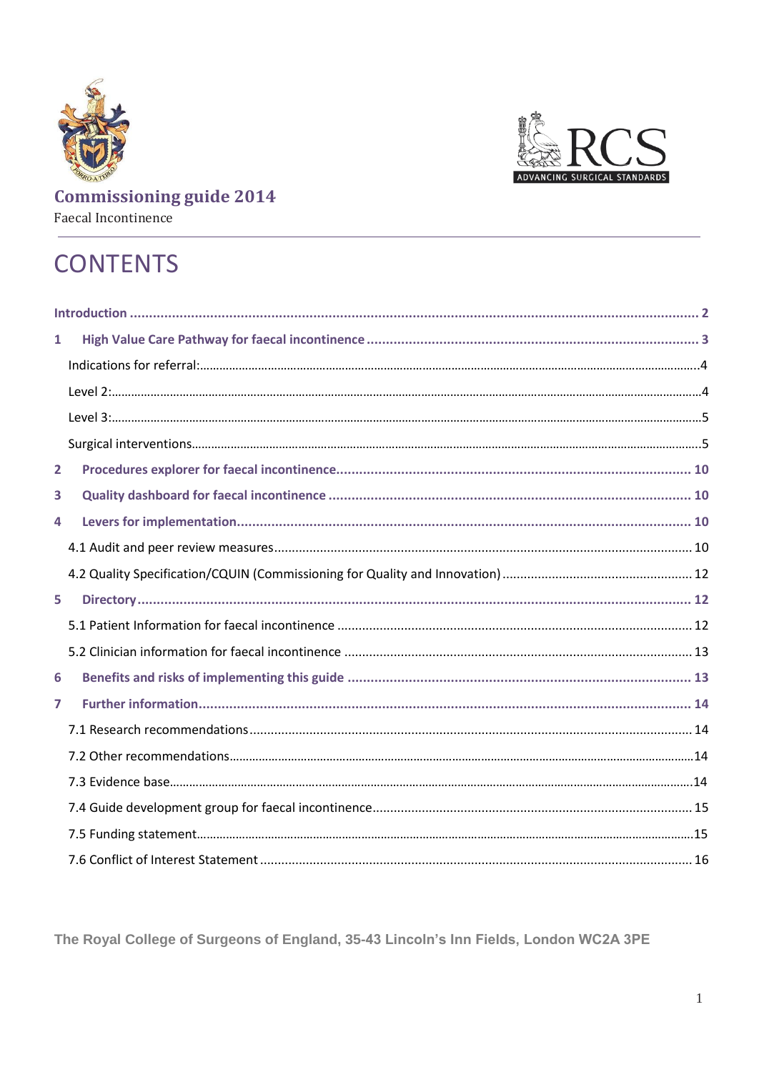**Commissioning guide 2014**

Faecal Incontinence

# CONTENTS

Introduction ........................................................................................................................................ 2

1 High Value Care Pathway for faecal incontinence ........................................................................ 3

Indications for referral:........................................................................................................................4

Level 2:................................................................................................................................................4

Level 3:................................................................................................................................................5

Surgical interventions..........................................................................................................................5

2 Procedures explorer for faecal incontinence................................................................................ 10

3 Quality dashboard for faecal incontinence .................................................................................. 10

4 Levers for implementation.......................................................................................................... 10

4.1 Audit and peer review measures ................................................................................................ 10

4.2 Quality Specification/CQUIN (Commissioning for Quality and Innovation) .................................. 12

5 Directory ..................................................................................................................................... 12

5.1 Patient Information for faecal incontinence ............................................................................... 12

5.2 Clinician information for faecal incontinence ............................................................................ 13

6 Benefits and risks of implementing this guide ............................................................................. 13

7 Further information.................................................................................................................... 14

7.1 Research recommendations ........................................................................................................ 14

7.2 Other recommendations.............................................................................................................14

7.3 Evidence base..............................................................................................................................14

7.4 Guide development group for faecal incontinence ..................................................................... 15

7.5 Funding statement......................................................................................................................15

7.6 Conflict of Interest Statement ..................................................................................................... 16

The Royal College of Surgeons of England, 35-43 Lincoln's Inn Fields, London WC2A 3PE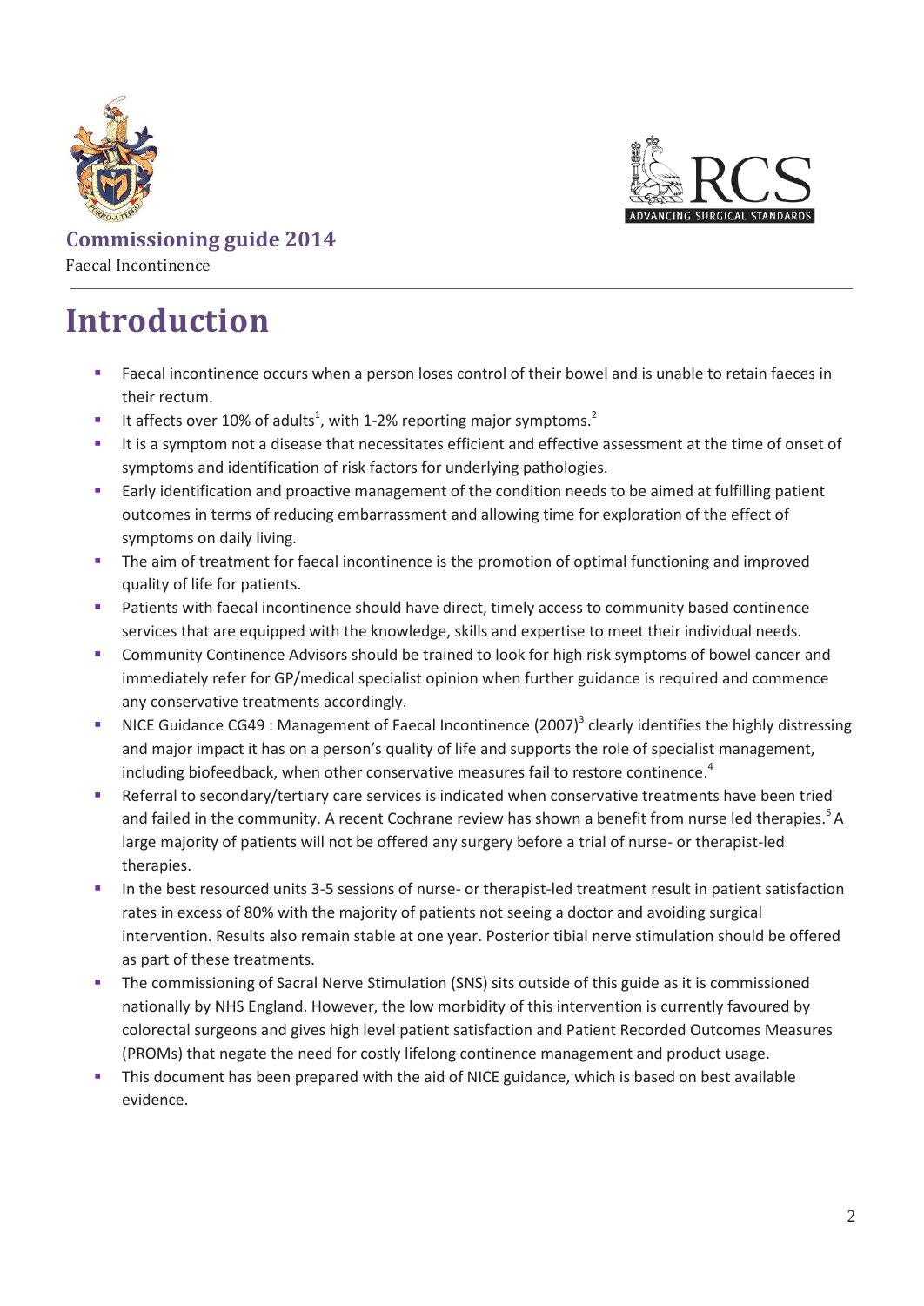# Introduction

- Faecal incontinence occurs when a person loses control of their bowel and is unable to retain faeces in their rectum.
- It affects over 10% of adults[1], with 1-2% reporting major symptoms.[2]
- It is a symptom not a disease that necessitates efficient and effective assessment at the time of onset of symptoms and identification of risk factors for underlying pathologies.
- Early identification and proactive management of the condition needs to be aimed at fulfilling patient outcomes in terms of reducing embarrassment and allowing time for exploration of the effect of symptoms on daily living.
- The aim of treatment for faecal incontinence is the promotion of optimal functioning and improved quality of life for patients.
- Patients with faecal incontinence should have direct, timely access to community based continence services that are equipped with the knowledge, skills and expertise to meet their individual needs.
- Community Continence Advisors should be trained to look for high risk symptoms of bowel cancer and immediately refer for GP/medical specialist opinion when further guidance is required and commence any conservative treatments accordingly.
- NICE Guidance CG49 : Management of Faecal Incontinence (2007)[3] clearly identifies the highly distressing and major impact it has on a person's quality of life and supports the role of specialist management, including biofeedback, when other conservative measures fail to restore continence.[4]
- Referral to secondary/tertiary care services is indicated when conservative treatments have been tried and failed in the community. A recent Cochrane review has shown a benefit from nurse led therapies.[5] A large majority of patients will not be offered any surgery before a trial of nurse- or therapist-led therapies.
- In the best resourced units 3-5 sessions of nurse- or therapist-led treatment result in patient satisfaction rates in excess of 80% with the majority of patients not seeing a doctor and avoiding surgical intervention. Results also remain stable at one year. Posterior tibial nerve stimulation should be offered as part of these treatments.
- The commissioning of Sacral Nerve Stimulation (SNS) sits outside of this guide as it is commissioned nationally by NHS England. However, the low morbidity of this intervention is currently favoured by colorectal surgeons and gives high level patient satisfaction and Patient Recorded Outcomes Measures (PROMs) that negate the need for costly lifelong continence management and product usage.
- This document has been prepared with the aid of NICE guidance, which is based on best available evidence.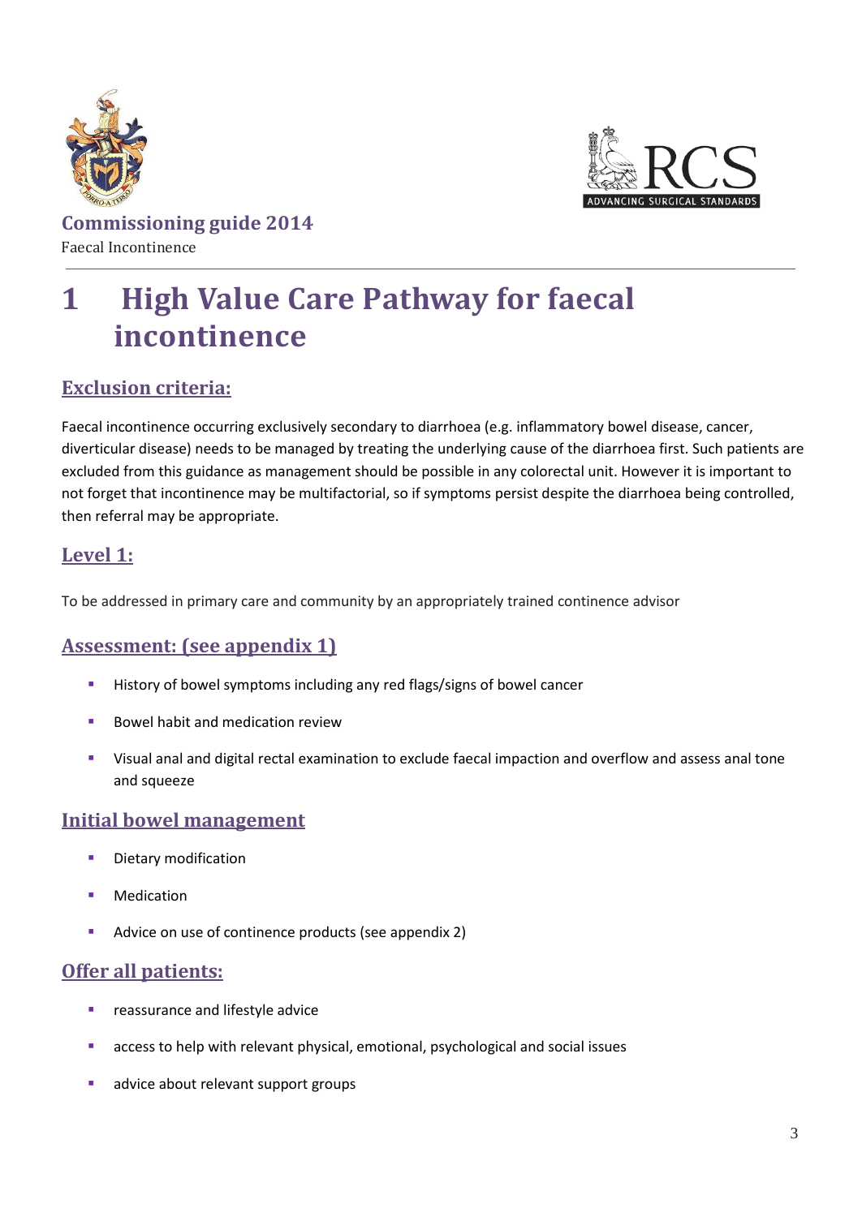Commissioning guide 2014

Faecal Incontinence

# 1 High Value Care Pathway for faecal incontinence

## Exclusion criteria:

Faecal incontinence occurring exclusively secondary to diarrhoea (e.g. inflammatory bowel disease, cancer, diverticular disease) needs to be managed by treating the underlying cause of the diarrhoea first. Such patients are excluded from this guidance as management should be possible in any colorectal unit. However it is important to not forget that incontinence may be multifactorial, so if symptoms persist despite the diarrhoea being controlled, then referral may be appropriate.

## Level 1:

To be addressed in primary care and community by an appropriately trained continence advisor

## Assessment: (see appendix 1)

- History of bowel symptoms including any red flags/signs of bowel cancer
- Bowel habit and medication review
- Visual anal and digital rectal examination to exclude faecal impaction and overflow and assess anal tone and squeeze

## Initial bowel management

- Dietary modification
- Medication
- Advice on use of continence products (see appendix 2)

## Offer all patients:

- reassurance and lifestyle advice
- access to help with relevant physical, emotional, psychological and social issues
- advice about relevant support groups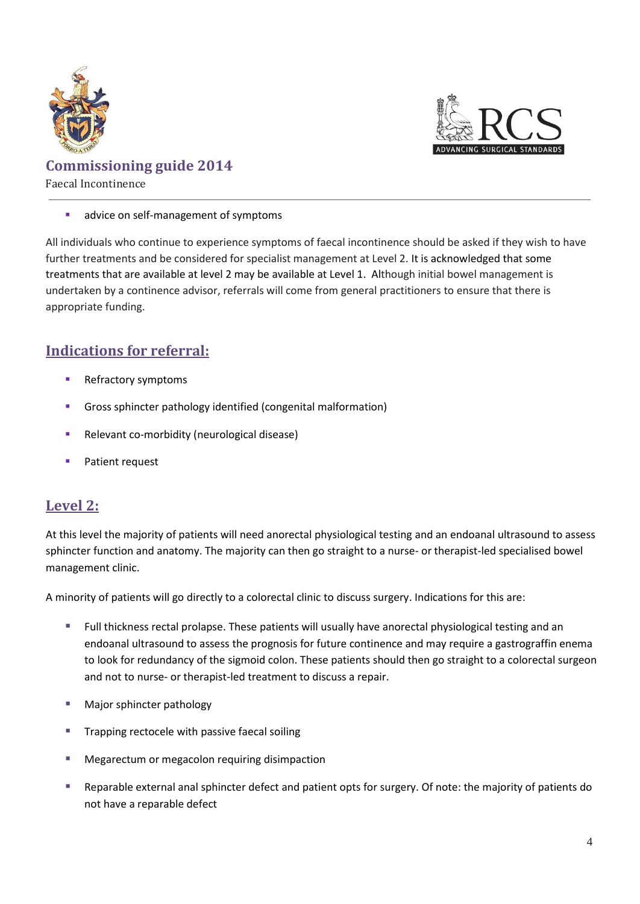- advice on self-management of symptoms

All individuals who continue to experience symptoms of faecal incontinence should be asked if they wish to have further treatments and be considered for specialist management at Level 2. It is acknowledged that some treatments that are available at level 2 may be available at Level 1. Although initial bowel management is undertaken by a continence advisor, referrals will come from general practitioners to ensure that there is appropriate funding.

## Indications for referral:

- Refractory symptoms
- Gross sphincter pathology identified (congenital malformation)
- Relevant co-morbidity (neurological disease)
- Patient request

## Level 2:

At this level the majority of patients will need anorectal physiological testing and an endoanal ultrasound to assess sphincter function and anatomy. The majority can then go straight to a nurse- or therapist-led specialised bowel management clinic.

A minority of patients will go directly to a colorectal clinic to discuss surgery. Indications for this are:

- Full thickness rectal prolapse. These patients will usually have anorectal physiological testing and an endoanal ultrasound to assess the prognosis for future continence and may require a gastrograffin enema to look for redundancy of the sigmoid colon. These patients should then go straight to a colorectal surgeon and not to nurse- or therapist-led treatment to discuss a repair.
- Major sphincter pathology
- Trapping rectocele with passive faecal soiling
- Megarectum or megacolon requiring disimpaction
- Reparable external anal sphincter defect and patient opts for surgery. Of note: the majority of patients do not have a reparable defect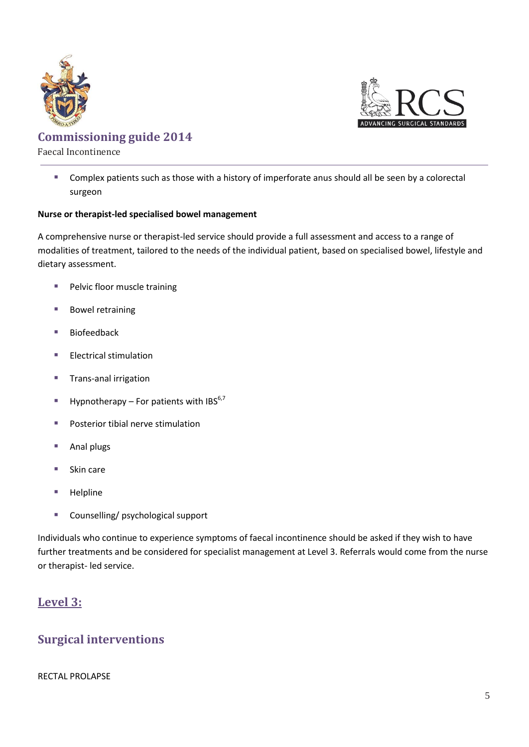- Complex patients such as those with a history of imperforate anus should all be seen by a colorectal surgeon

**Nurse or therapist-led specialised bowel management**

A comprehensive nurse or therapist-led service should provide a full assessment and access to a range of modalities of treatment, tailored to the needs of the individual patient, based on specialised bowel, lifestyle and dietary assessment.

- Pelvic floor muscle training
- Bowel retraining
- Biofeedback
- Electrical stimulation
- Trans-anal irrigation
- Hypnotherapy – For patients with IBS[6,7]
- Posterior tibial nerve stimulation
- Anal plugs
- Skin care
- Helpline
- Counselling/ psychological support

Individuals who continue to experience symptoms of faecal incontinence should be asked if they wish to have further treatments and be considered for specialist management at Level 3. Referrals would come from the nurse or therapist- led service.

## Level 3:

## Surgical interventions

RECTAL PROLAPSE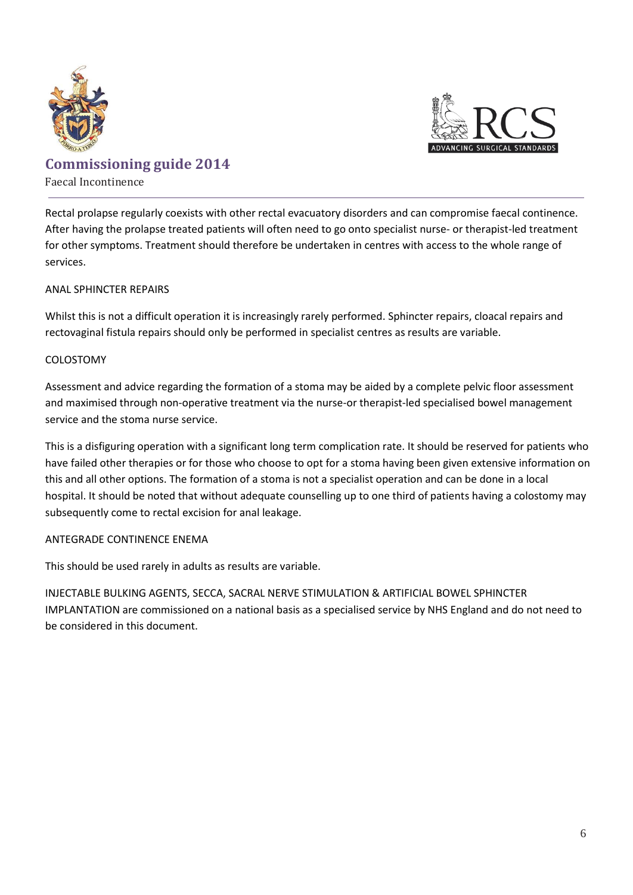Rectal prolapse regularly coexists with other rectal evacuatory disorders and can compromise faecal continence. After having the prolapse treated patients will often need to go onto specialist nurse- or therapist-led treatment for other symptoms. Treatment should therefore be undertaken in centres with access to the whole range of services.

### ANAL SPHINCTER REPAIRS

Whilst this is not a difficult operation it is increasingly rarely performed. Sphincter repairs, cloacal repairs and rectovaginal fistula repairs should only be performed in specialist centres as results are variable.

### COLOSTOMY

Assessment and advice regarding the formation of a stoma may be aided by a complete pelvic floor assessment and maximised through non-operative treatment via the nurse-or therapist-led specialised bowel management service and the stoma nurse service.

This is a disfiguring operation with a significant long term complication rate. It should be reserved for patients who have failed other therapies or for those who choose to opt for a stoma having been given extensive information on this and all other options. The formation of a stoma is not a specialist operation and can be done in a local hospital. It should be noted that without adequate counselling up to one third of patients having a colostomy may subsequently come to rectal excision for anal leakage.

### ANTEGRADE CONTINENCE ENEMA

This should be used rarely in adults as results are variable.

INJECTABLE BULKING AGENTS, SECCA, SACRAL NERVE STIMULATION & ARTIFICIAL BOWEL SPHINCTER IMPLANTATION are commissioned on a national basis as a specialised service by NHS England and do not need to be considered in this document.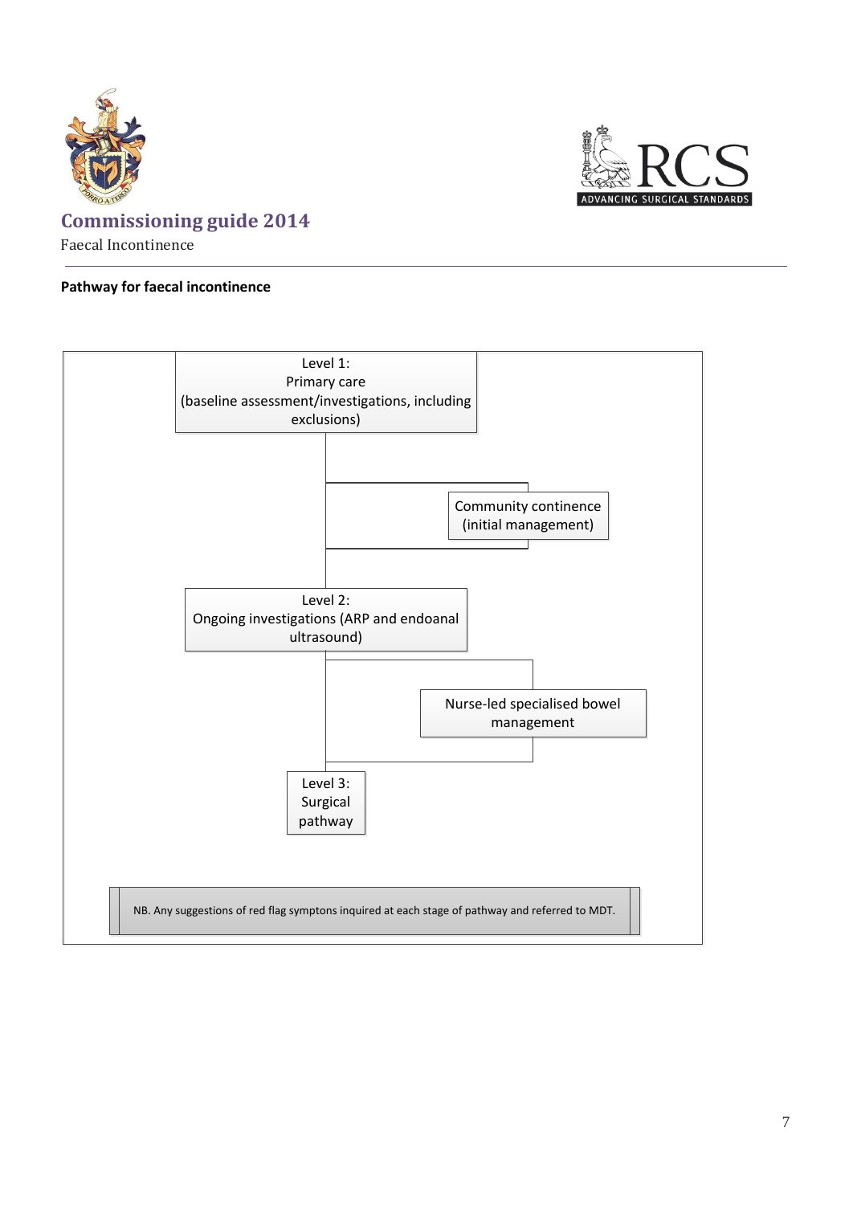**Pathway for faecal incontinence**

Level 1:
Primary care
(baseline assessment/investigations, including exclusions)

Community continence
(initial management)

Level 2:
Ongoing investigations (ARP and endoanal ultrasound)

Nurse-led specialised bowel management

Level 3:
Surgical pathway

NB. Any suggestions of red flag symptons inquired at each stage of pathway and referred to MDT.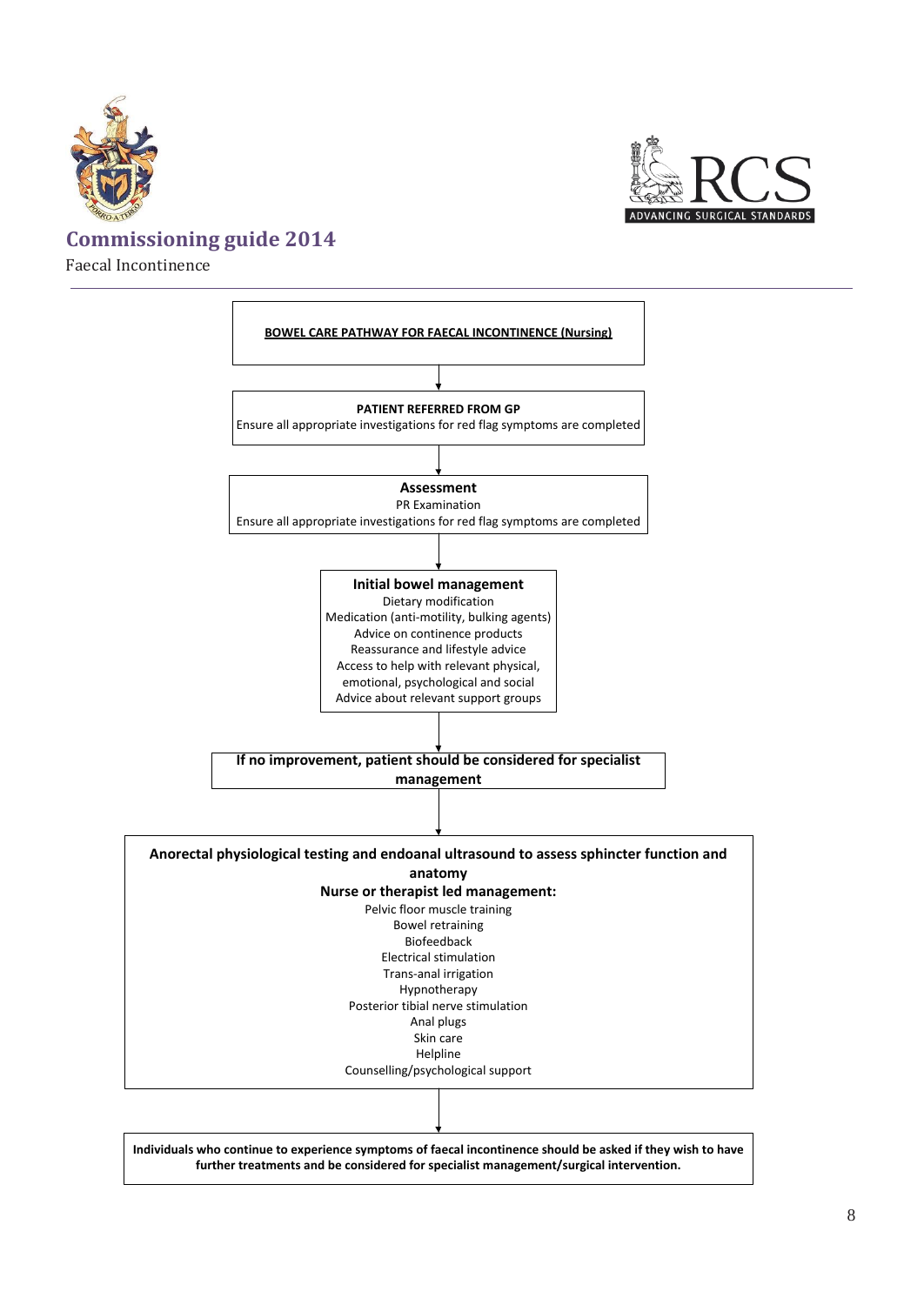**BOWEL CARE PATHWAY FOR FAECAL INCONTINENCE (Nursing)**

↓

**PATIENT REFERRED FROM GP**

Ensure all appropriate investigations for red flag symptoms are completed

↓

**Assessment**

PR Examination

Ensure all appropriate investigations for red flag symptoms are completed

↓

**Initial bowel management**

Dietary modification

Medication (anti-motility, bulking agents)

Advice on continence products

Reassurance and lifestyle advice

Access to help with relevant physical, emotional, psychological and social

Advice about relevant support groups

↓

**If no improvement, patient should be considered for specialist management**

↓

**Anorectal physiological testing and endoanal ultrasound to assess sphincter function and anatomy**

**Nurse or therapist led management:**

Pelvic floor muscle training

Bowel retraining

Biofeedback

Electrical stimulation

Trans-anal irrigation

Hypnotherapy

Posterior tibial nerve stimulation

Anal plugs

Skin care

Helpline

Counselling/psychological support

↓

**Individuals who continue to experience symptoms of faecal incontinence should be asked if they wish to have further treatments and be considered for specialist management/surgical intervention.**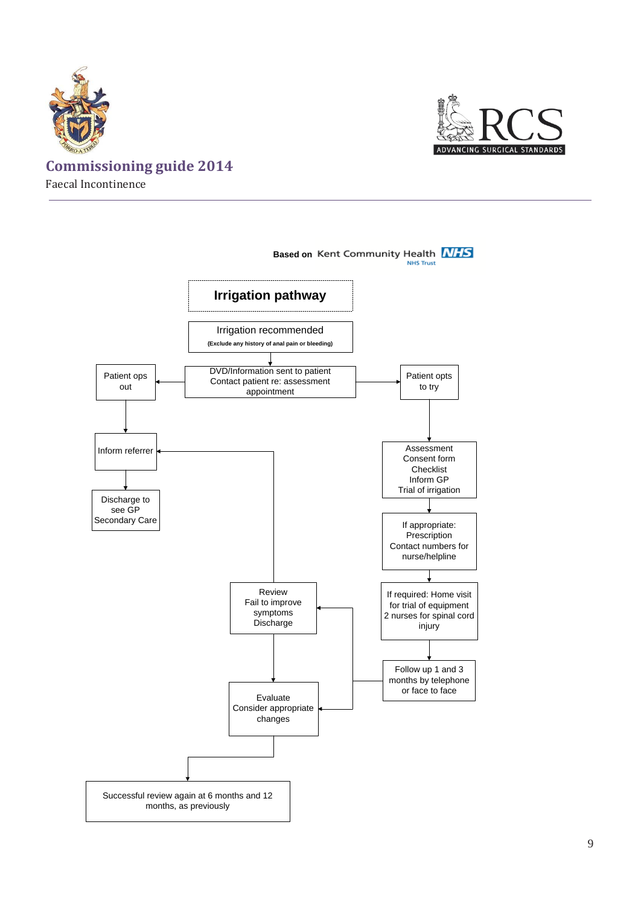Based on Kent Community Health NHS Trust

## Irrigation pathway

Irrigation recommended
(Exclude any history of anal pain or bleeding)

DVD/Information sent to patient
Contact patient re: assessment appointment

Patient ops out

Inform referrer

Discharge to see GP Secondary Care

Patient opts to try

Assessment
Consent form
Checklist
Inform GP
Trial of irrigation

If appropriate:
Prescription
Contact numbers for nurse/helpline

If required: Home visit for trial of equipment
2 nurses for spinal cord injury

Follow up 1 and 3 months by telephone or face to face

Review
Fail to improve symptoms
Discharge

Evaluate
Consider appropriate changes

Successful review again at 6 months and 12 months, as previously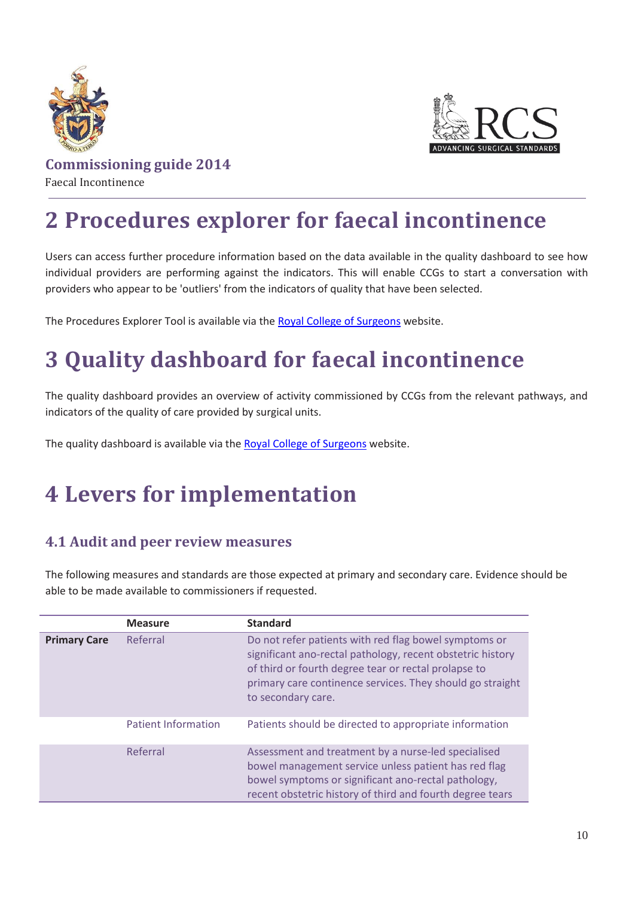# 2 Procedures explorer for faecal incontinence

Users can access further procedure information based on the data available in the quality dashboard to see how individual providers are performing against the indicators. This will enable CCGs to start a conversation with providers who appear to be 'outliers' from the indicators of quality that have been selected.

The Procedures Explorer Tool is available via the Royal College of Surgeons website.

# 3 Quality dashboard for faecal incontinence

The quality dashboard provides an overview of activity commissioned by CCGs from the relevant pathways, and indicators of the quality of care provided by surgical units.

The quality dashboard is available via the Royal College of Surgeons website.

# 4 Levers for implementation

## 4.1 Audit and peer review measures

The following measures and standards are those expected at primary and secondary care. Evidence should be able to be made available to commissioners if requested.

| | Measure | Standard |
|---|---|---|
| **Primary Care** | Referral | Do not refer patients with red flag bowel symptoms or significant ano-rectal pathology, recent obstetric history of third or fourth degree tear or rectal prolapse to primary care continence services. They should go straight to secondary care. |
| | Patient Information | Patients should be directed to appropriate information |
| | Referral | Assessment and treatment by a nurse-led specialised bowel management service unless patient has red flag bowel symptoms or significant ano-rectal pathology, recent obstetric history of third and fourth degree tears |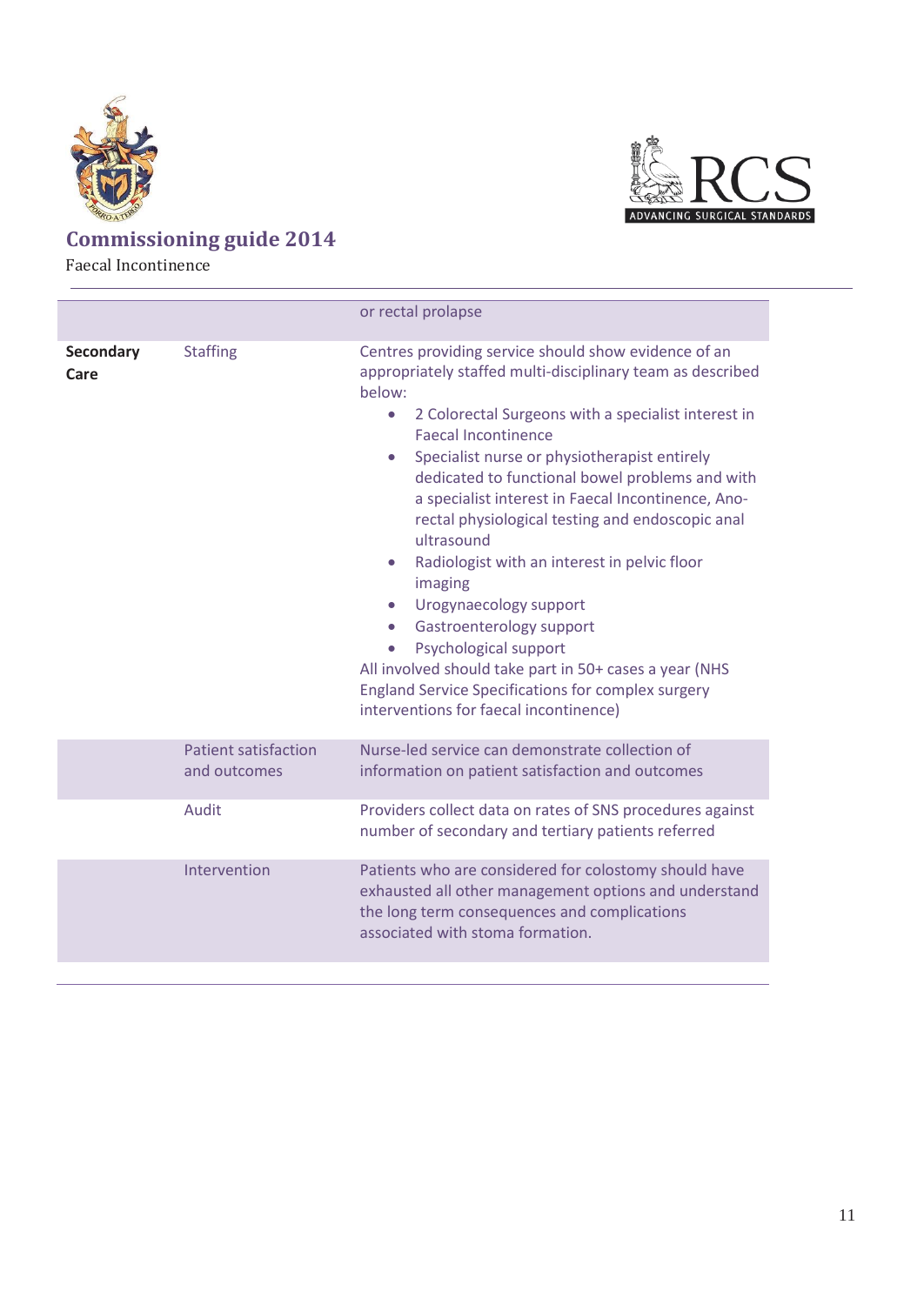| | | |
|---|---|---|
| | | or rectal prolapse |
| **Secondary Care** | Staffing | Centres providing service should show evidence of an appropriately staffed multi-disciplinary team as described below:<br>• 2 Colorectal Surgeons with a specialist interest in Faecal Incontinence<br>• Specialist nurse or physiotherapist entirely dedicated to functional bowel problems and with a specialist interest in Faecal Incontinence, Ano-rectal physiological testing and endoscopic anal ultrasound<br>• Radiologist with an interest in pelvic floor imaging<br>• Urogynaecology support<br>• Gastroenterology support<br>• Psychological support<br>All involved should take part in 50+ cases a year (NHS England Service Specifications for complex surgery interventions for faecal incontinence) |
| | Patient satisfaction and outcomes | Nurse-led service can demonstrate collection of information on patient satisfaction and outcomes |
| | Audit | Providers collect data on rates of SNS procedures against number of secondary and tertiary patients referred |
| | Intervention | Patients who are considered for colostomy should have exhausted all other management options and understand the long term consequences and complications associated with stoma formation. |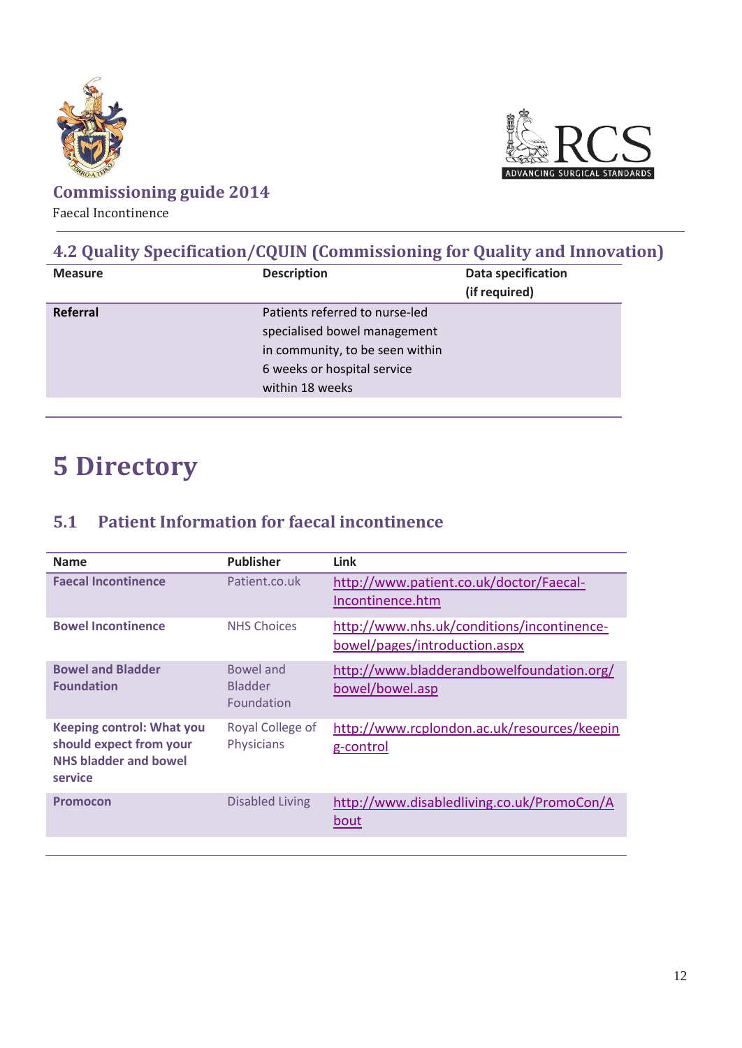## 4.2 Quality Specification/CQUIN (Commissioning for Quality and Innovation)

| Measure | Description | Data specification (if required) |
|---|---|---|
| **Referral** | Patients referred to nurse-led specialised bowel management in community, to be seen within 6 weeks or hospital service within 18 weeks | |

# 5 Directory

## 5.1 Patient Information for faecal incontinence

| Name | Publisher | Link |
|---|---|---|
| **Faecal Incontinence** | Patient.co.uk | http://www.patient.co.uk/doctor/Faecal-Incontinence.htm |
| **Bowel Incontinence** | NHS Choices | http://www.nhs.uk/conditions/incontinence-bowel/pages/introduction.aspx |
| **Bowel and Bladder Foundation** | Bowel and Bladder Foundation | http://www.bladderandbowelfoundation.org/bowel/bowel.asp |
| **Keeping control: What you should expect from your NHS bladder and bowel service** | Royal College of Physicians | http://www.rcplondon.ac.uk/resources/keeping-control |
| **Promocon** | Disabled Living | http://www.disabledliving.co.uk/PromoCon/About |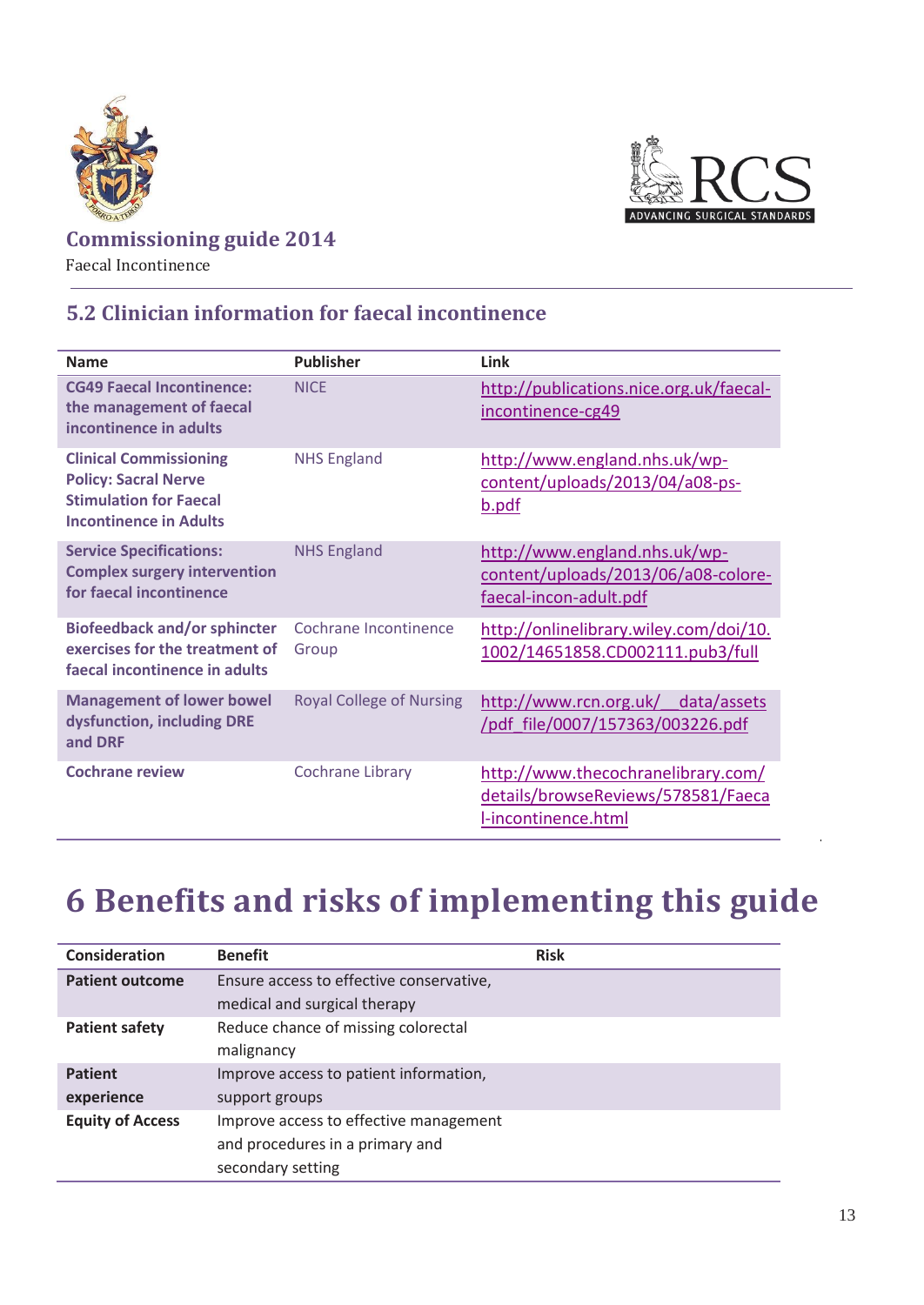## 5.2 Clinician information for faecal incontinence

| Name | Publisher | Link |
|---|---|---|
| **CG49 Faecal Incontinence: the management of faecal incontinence in adults** | NICE | http://publications.nice.org.uk/faecal-incontinence-cg49 |
| **Clinical Commissioning Policy: Sacral Nerve Stimulation for Faecal Incontinence in Adults** | NHS England | http://www.england.nhs.uk/wp-content/uploads/2013/04/a08-ps-b.pdf |
| **Service Specifications: Complex surgery intervention for faecal incontinence** | NHS England | http://www.england.nhs.uk/wp-content/uploads/2013/06/a08-colore-faecal-incon-adult.pdf |
| **Biofeedback and/or sphincter exercises for the treatment of faecal incontinence in adults** | Cochrane Incontinence Group | http://onlinelibrary.wiley.com/doi/10.1002/14651858.CD002111.pub3/full |
| **Management of lower bowel dysfunction, including DRE and DRF** | Royal College of Nursing | http://www.rcn.org.uk/__data/assets/pdf_file/0007/157363/003226.pdf |
| **Cochrane review** | Cochrane Library | http://www.thecochranelibrary.com/details/browseReviews/578581/Faecal-incontinence.html |

# 6 Benefits and risks of implementing this guide

| Consideration | Benefit | Risk |
|---|---|---|
| **Patient outcome** | Ensure access to effective conservative, medical and surgical therapy | |
| **Patient safety** | Reduce chance of missing colorectal malignancy | |
| **Patient experience** | Improve access to patient information, support groups | |
| **Equity of Access** | Improve access to effective management and procedures in a primary and secondary setting | |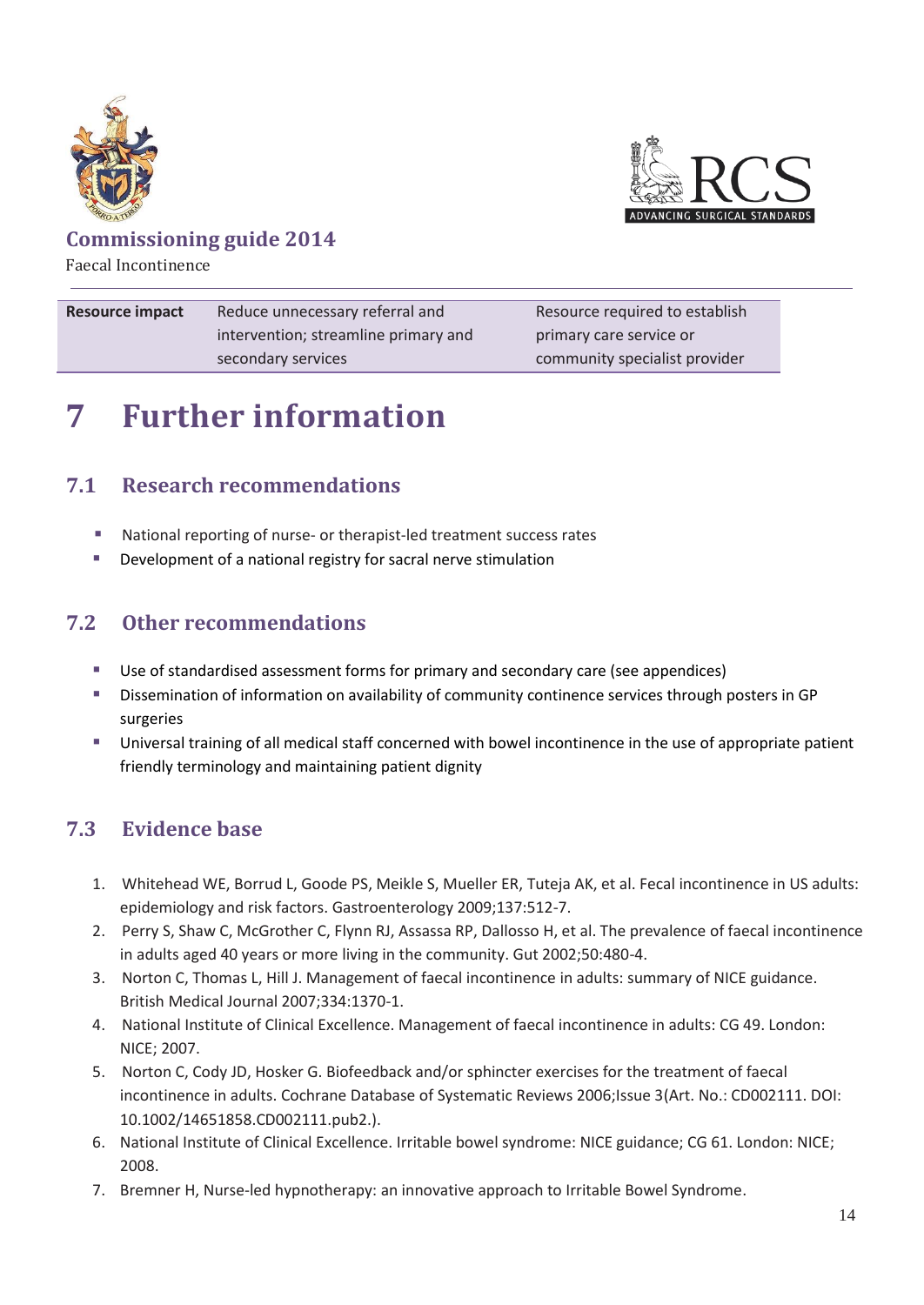| Resource impact | Reduce unnecessary referral and intervention; streamline primary and secondary services | Resource required to establish primary care service or community specialist provider |
|---|---|---|

# 7 Further information

## 7.1 Research recommendations

- National reporting of nurse- or therapist-led treatment success rates
- Development of a national registry for sacral nerve stimulation

## 7.2 Other recommendations

- Use of standardised assessment forms for primary and secondary care (see appendices)
- Dissemination of information on availability of community continence services through posters in GP surgeries
- Universal training of all medical staff concerned with bowel incontinence in the use of appropriate patient friendly terminology and maintaining patient dignity

## 7.3 Evidence base

1. Whitehead WE, Borrud L, Goode PS, Meikle S, Mueller ER, Tuteja AK, et al. Fecal incontinence in US adults: epidemiology and risk factors. Gastroenterology 2009;137:512-7.
2. Perry S, Shaw C, McGrother C, Flynn RJ, Assassa RP, Dallosso H, et al. The prevalence of faecal incontinence in adults aged 40 years or more living in the community. Gut 2002;50:480-4.
3. Norton C, Thomas L, Hill J. Management of faecal incontinence in adults: summary of NICE guidance. British Medical Journal 2007;334:1370-1.
4. National Institute of Clinical Excellence. Management of faecal incontinence in adults: CG 49. London: NICE; 2007.
5. Norton C, Cody JD, Hosker G. Biofeedback and/or sphincter exercises for the treatment of faecal incontinence in adults. Cochrane Database of Systematic Reviews 2006;Issue 3(Art. No.: CD002111. DOI: 10.1002/14651858.CD002111.pub2.).
6. National Institute of Clinical Excellence. Irritable bowel syndrome: NICE guidance; CG 61. London: NICE; 2008.
7. Bremner H, Nurse-led hypnotherapy: an innovative approach to Irritable Bowel Syndrome.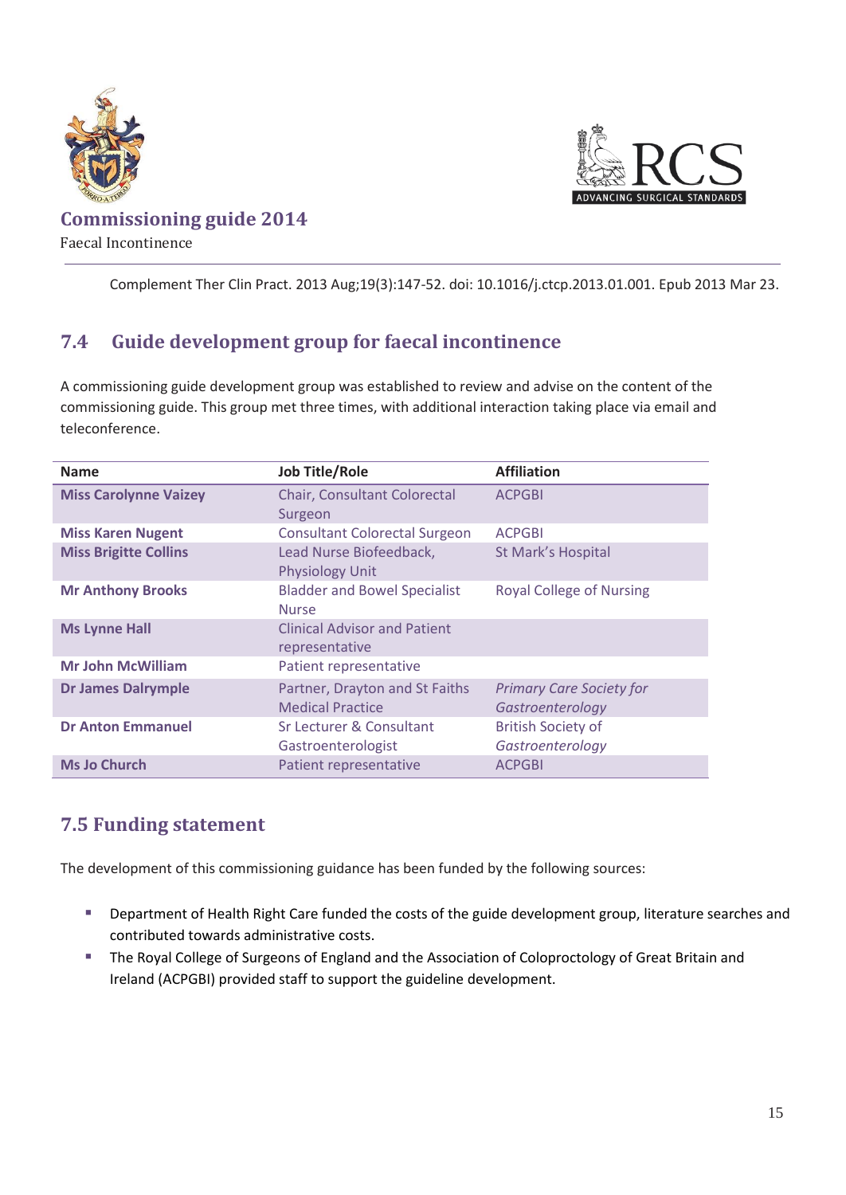Complement Ther Clin Pract. 2013 Aug;19(3):147-52. doi: 10.1016/j.ctcp.2013.01.001. Epub 2013 Mar 23.

## 7.4 Guide development group for faecal incontinence

A commissioning guide development group was established to review and advise on the content of the commissioning guide. This group met three times, with additional interaction taking place via email and teleconference.

| Name | Job Title/Role | Affiliation |
|---|---|---|
| **Miss Carolynne Vaizey** | Chair, Consultant Colorectal Surgeon | ACPGBI |
| **Miss Karen Nugent** | Consultant Colorectal Surgeon | ACPGBI |
| **Miss Brigitte Collins** | Lead Nurse Biofeedback, Physiology Unit | St Mark's Hospital |
| **Mr Anthony Brooks** | Bladder and Bowel Specialist Nurse | Royal College of Nursing |
| **Ms Lynne Hall** | Clinical Advisor and Patient representative | |
| **Mr John McWilliam** | Patient representative | |
| **Dr James Dalrymple** | Partner, Drayton and St Faiths Medical Practice | *Primary Care Society for Gastroenterology* |
| **Dr Anton Emmanuel** | Sr Lecturer & Consultant Gastroenterologist | British Society of *Gastroenterology* |
| **Ms Jo Church** | Patient representative | ACPGBI |

## 7.5 Funding statement

The development of this commissioning guidance has been funded by the following sources:

- Department of Health Right Care funded the costs of the guide development group, literature searches and contributed towards administrative costs.
- The Royal College of Surgeons of England and the Association of Coloproctology of Great Britain and Ireland (ACPGBI) provided staff to support the guideline development.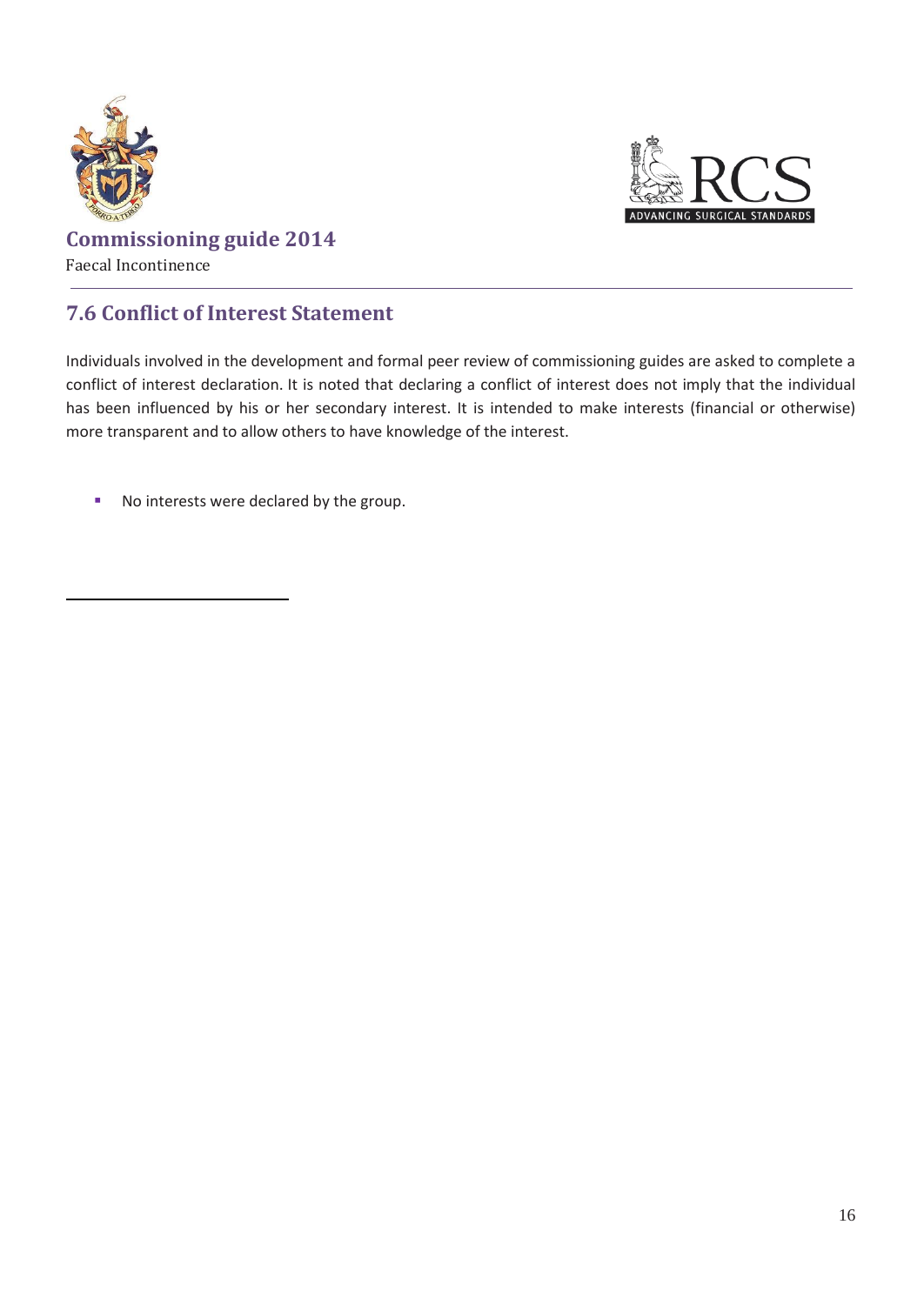## 7.6 Conflict of Interest Statement

Individuals involved in the development and formal peer review of commissioning guides are asked to complete a conflict of interest declaration. It is noted that declaring a conflict of interest does not imply that the individual has been influenced by his or her secondary interest. It is intended to make interests (financial or otherwise) more transparent and to allow others to have knowledge of the interest.

- No interests were declared by the group.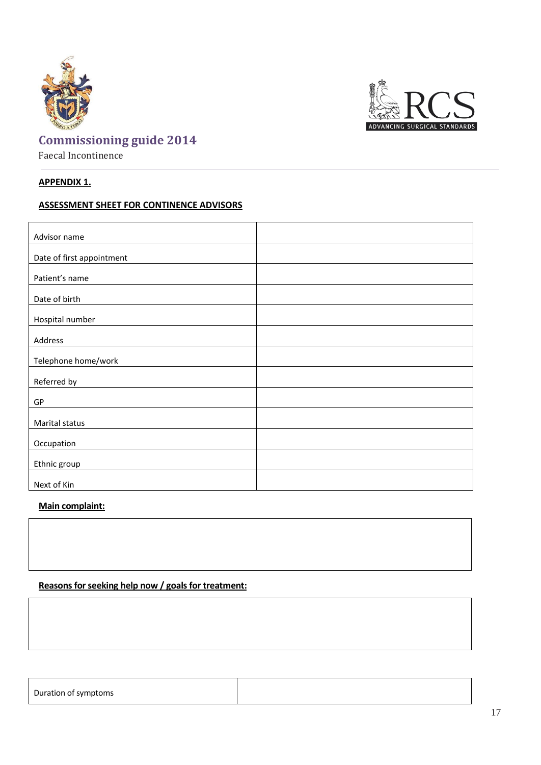**APPENDIX 1.**

**ASSESSMENT SHEET FOR CONTINENCE ADVISORS**

| | |
|---|---|
| Advisor name | |
| Date of first appointment | |
| Patient's name | |
| Date of birth | |
| Hospital number | |
| Address | |
| Telephone home/work | |
| Referred by | |
| GP | |
| Marital status | |
| Occupation | |
| Ethnic group | |
| Next of Kin | |

**Main complaint:**

| |
|---|
| |

**Reasons for seeking help now / goals for treatment:**

| |
|---|
| |

| | |
|---|---|
| Duration of symptoms | |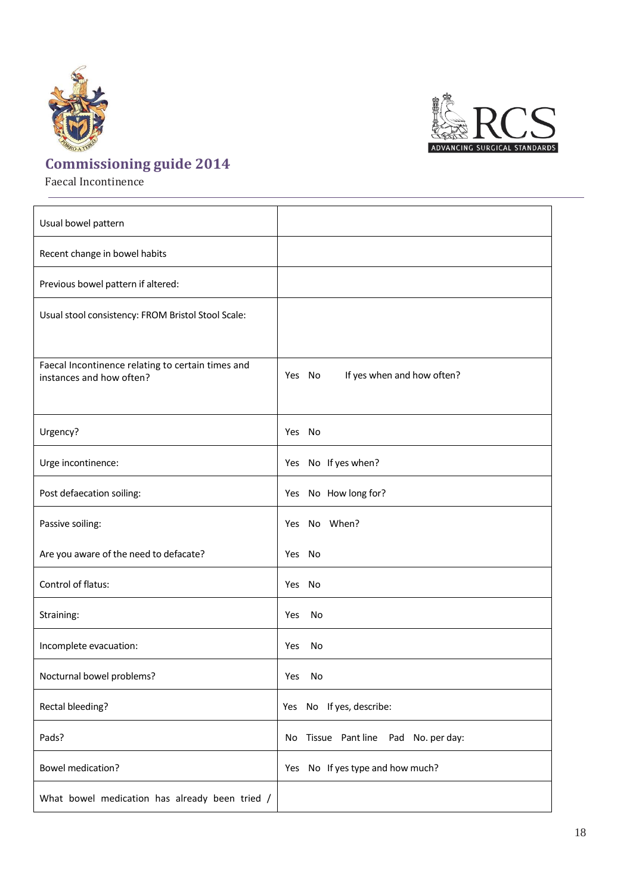| Usual bowel pattern | |
|---|---|
| Recent change in bowel habits | |
| Previous bowel pattern if altered: | |
| Usual stool consistency: FROM Bristol Stool Scale: | |
| Faecal Incontinence relating to certain times and instances and how often? | Yes No If yes when and how often? |
| Urgency? | Yes No |
| Urge incontinence: | Yes No If yes when? |
| Post defaecation soiling: | Yes No How long for? |
| Passive soiling:<br><br>Are you aware of the need to defacate? | Yes No When?<br><br>Yes No |
| Control of flatus: | Yes No |
| Straining: | Yes No |
| Incomplete evacuation: | Yes No |
| Nocturnal bowel problems? | Yes No |
| Rectal bleeding? | Yes No If yes, describe: |
| Pads? | No Tissue Pant line Pad No. per day: |
| Bowel medication? | Yes No If yes type and how much? |
| What bowel medication has already been tried / | |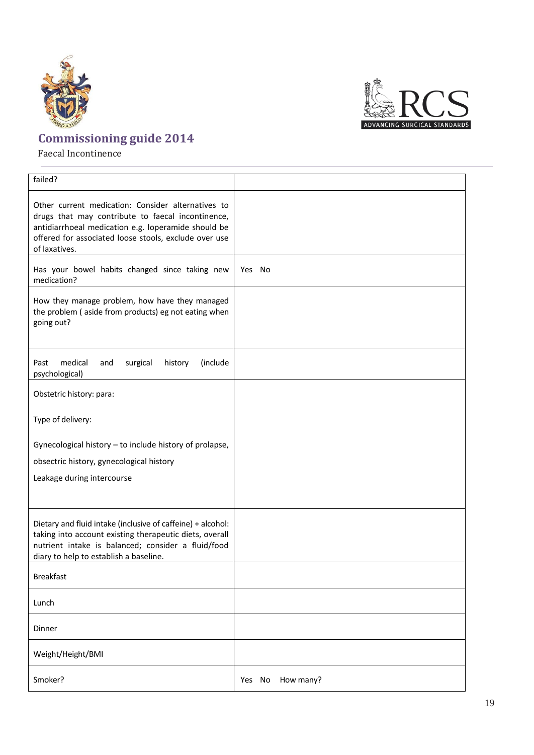| | |
|---|---|
| failed? | |
| Other current medication: Consider alternatives to drugs that may contribute to faecal incontinence, antidiarrhoeal medication e.g. loperamide should be offered for associated loose stools, exclude over use of laxatives. | |
| Has your bowel habits changed since taking new medication? | Yes No |
| How they manage problem, how have they managed the problem ( aside from products) eg not eating when going out? | |
| Past medical and surgical history (include psychological) | |
| Obstetric history: para:<br><br>Type of delivery:<br><br>Gynecological history – to include history of prolapse,<br>obsectric history, gynecological history<br>Leakage during intercourse | |
| Dietary and fluid intake (inclusive of caffeine) + alcohol: taking into account existing therapeutic diets, overall nutrient intake is balanced; consider a fluid/food diary to help to establish a baseline. | |
| Breakfast | |
| Lunch | |
| Dinner | |
| Weight/Height/BMI | |
| Smoker? | Yes No How many? |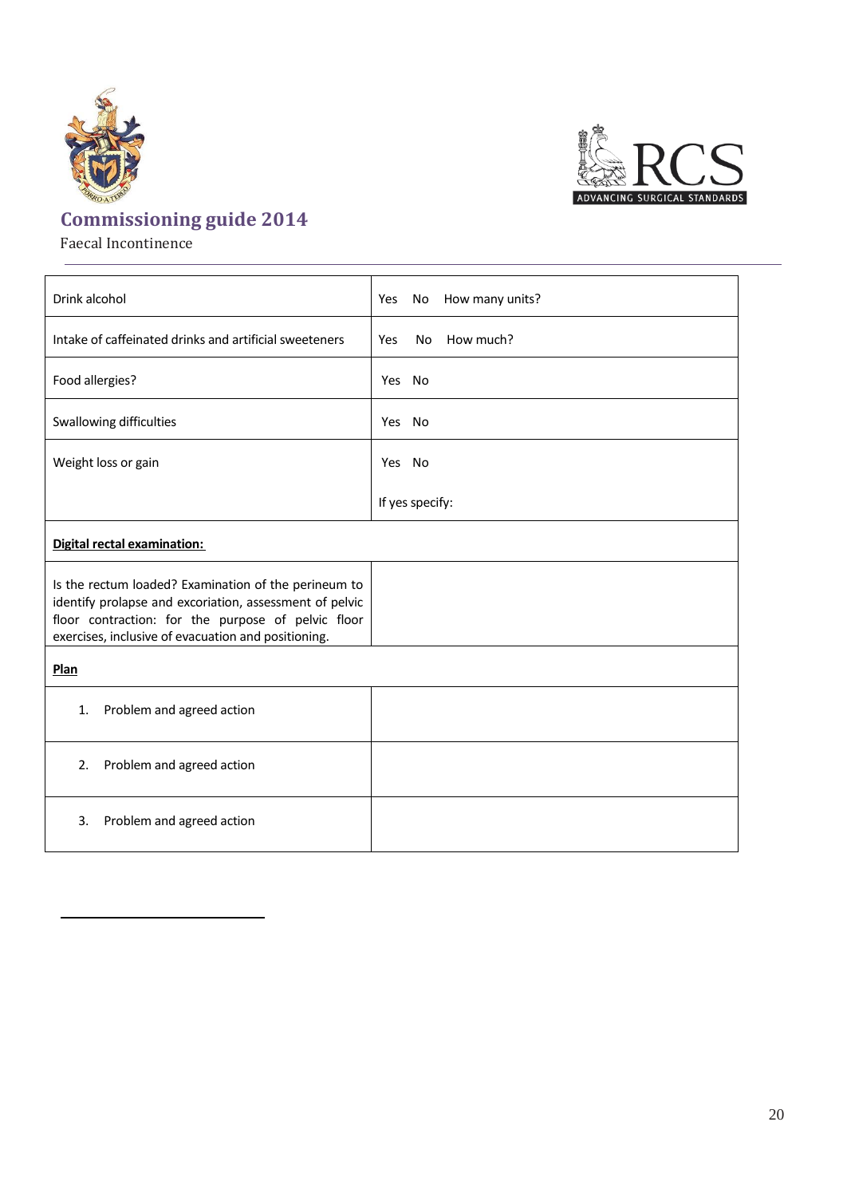| | |
|---|---|
| Drink alcohol | Yes No How many units? |
| Intake of caffeinated drinks and artificial sweeteners | Yes No How much? |
| Food allergies? | Yes No |
| Swallowing difficulties | Yes No |
| Weight loss or gain | Yes No<br><br>If yes specify: |
| **Digital rectal examination:** | |
| Is the rectum loaded? Examination of the perineum to identify prolapse and excoriation, assessment of pelvic floor contraction: for the purpose of pelvic floor exercises, inclusive of evacuation and positioning. | |
| **Plan** | |
| 1. Problem and agreed action | |
| 2. Problem and agreed action | |
| 3. Problem and agreed action | |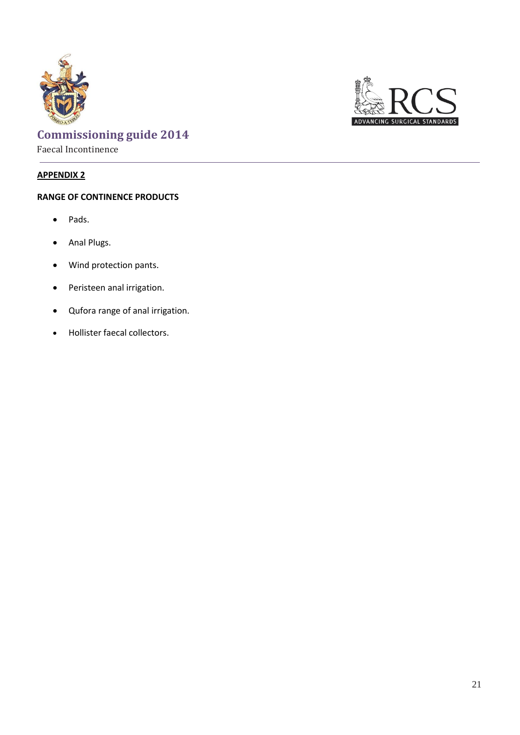## APPENDIX 2

### RANGE OF CONTINENCE PRODUCTS

- Pads.
- Anal Plugs.
- Wind protection pants.
- Peristeen anal irrigation.
- Qufora range of anal irrigation.
- Hollister faecal collectors.